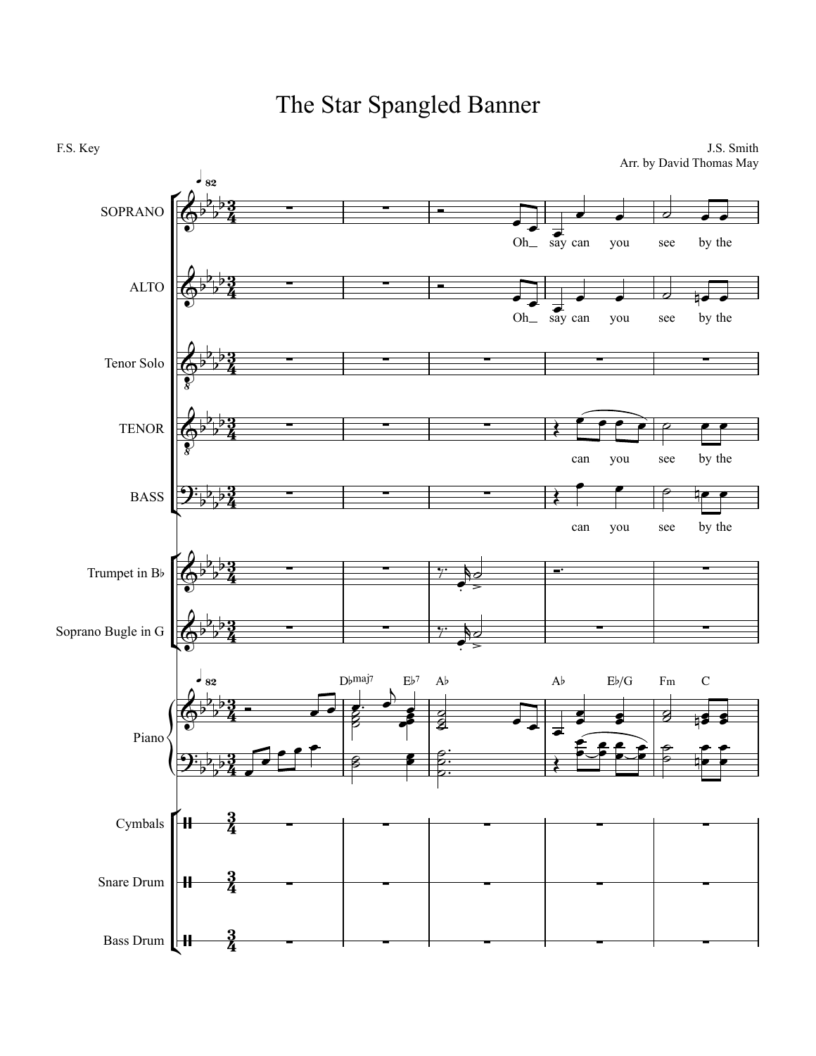# The Star Spangled Banner

F.S. Key

J.S. Smith
Arr. by David Thomas May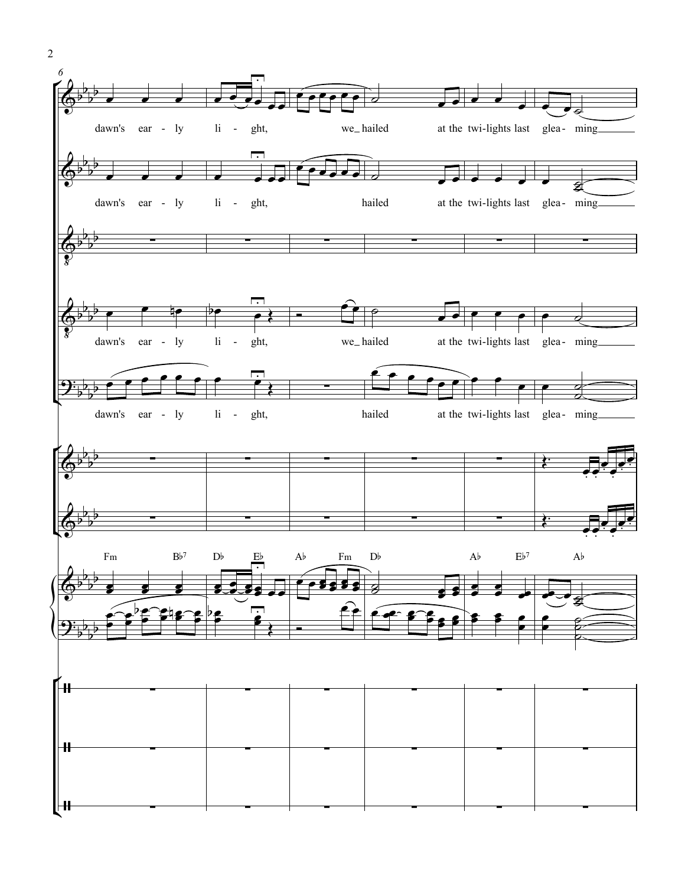6

dawn's ear - ly li - ght, we_ hailed at the twi-lights last glea - ming

dawn's ear - ly li - ght, hailed at the twi-lights last glea - ming

dawn's ear - ly li - ght, we_ hailed at the twi-lights last glea - ming

dawn's ear - ly li - ght, hailed at the twi-lights last glea - ming

Fm B♭7 D♭ E♭ A♭ Fm D♭ A♭ E♭7 A♭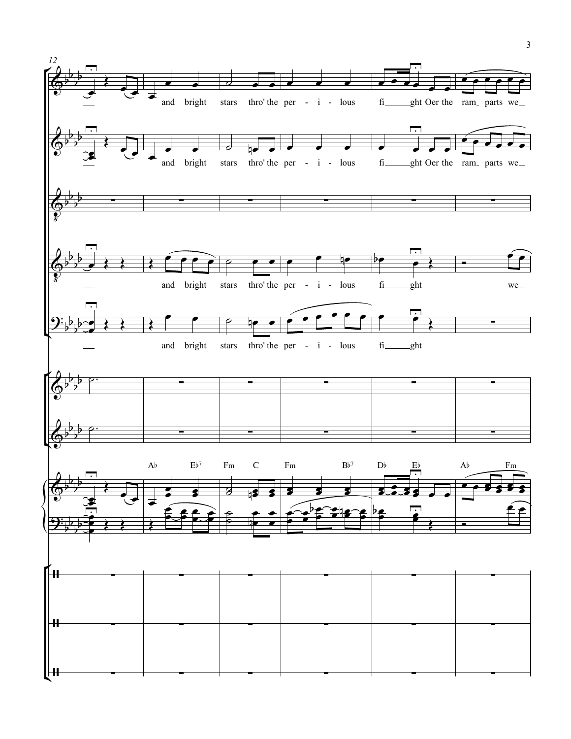12

and bright stars thro' the per - i - lous fi ght Oer the ram parts we

and bright stars thro' the per - i - lous fi ght Oer the ram parts we

and bright stars thro' the per - i - lous fi ght we

and bright stars thro' the per - i - lous fi ght

A♭ E♭7 Fm C Fm B♭7 D♭ E♭ A♭ Fm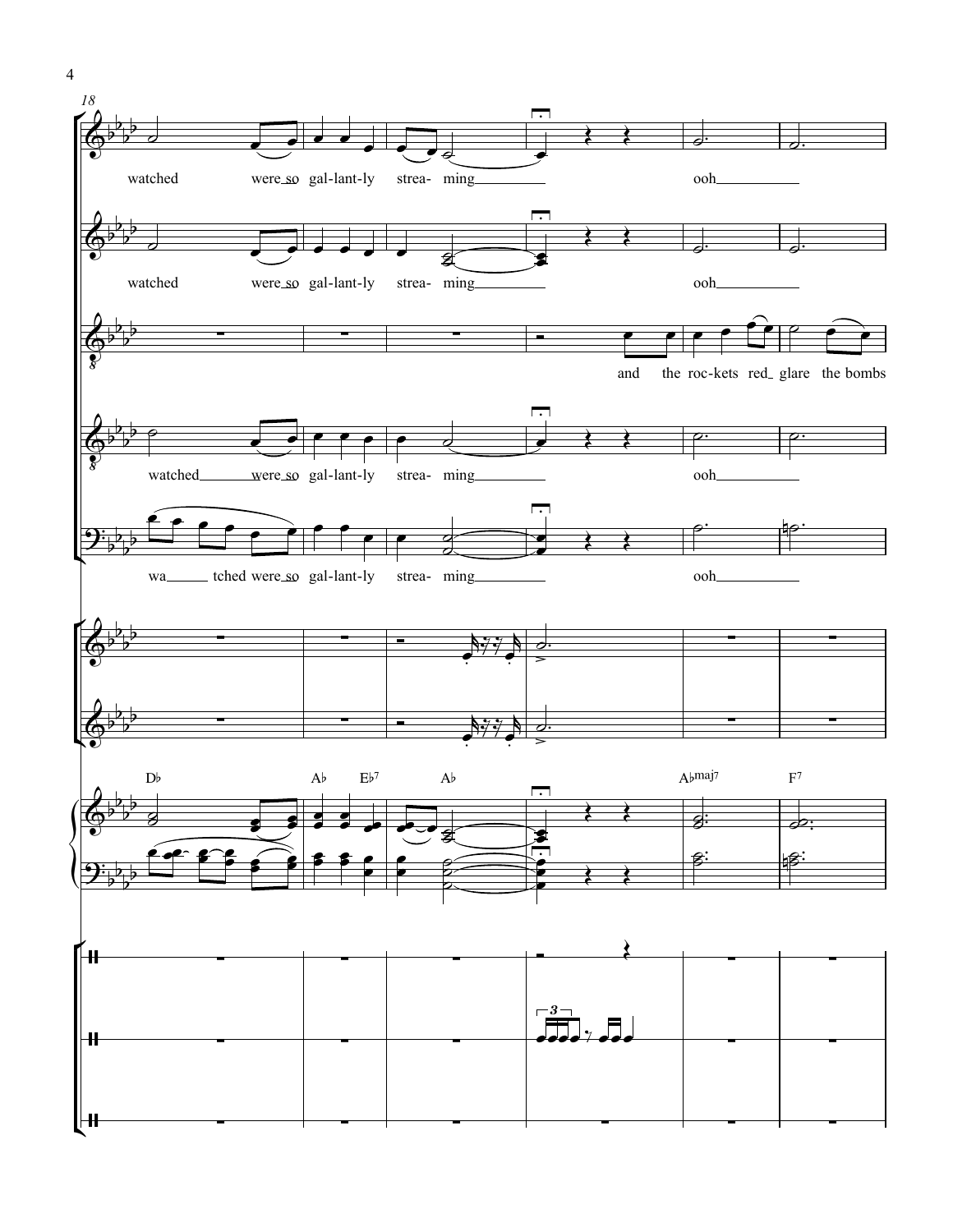18

watched were so gal-lant-ly strea- ming ooh

watched were so gal-lant-ly strea- ming ooh

and the roc-kets red glare the bombs

watched were so gal-lant-ly strea- ming ooh

wa tched were so gal-lant-ly strea- ming ooh

D♭ A♭ E♭7 A♭ A♭maj7 F7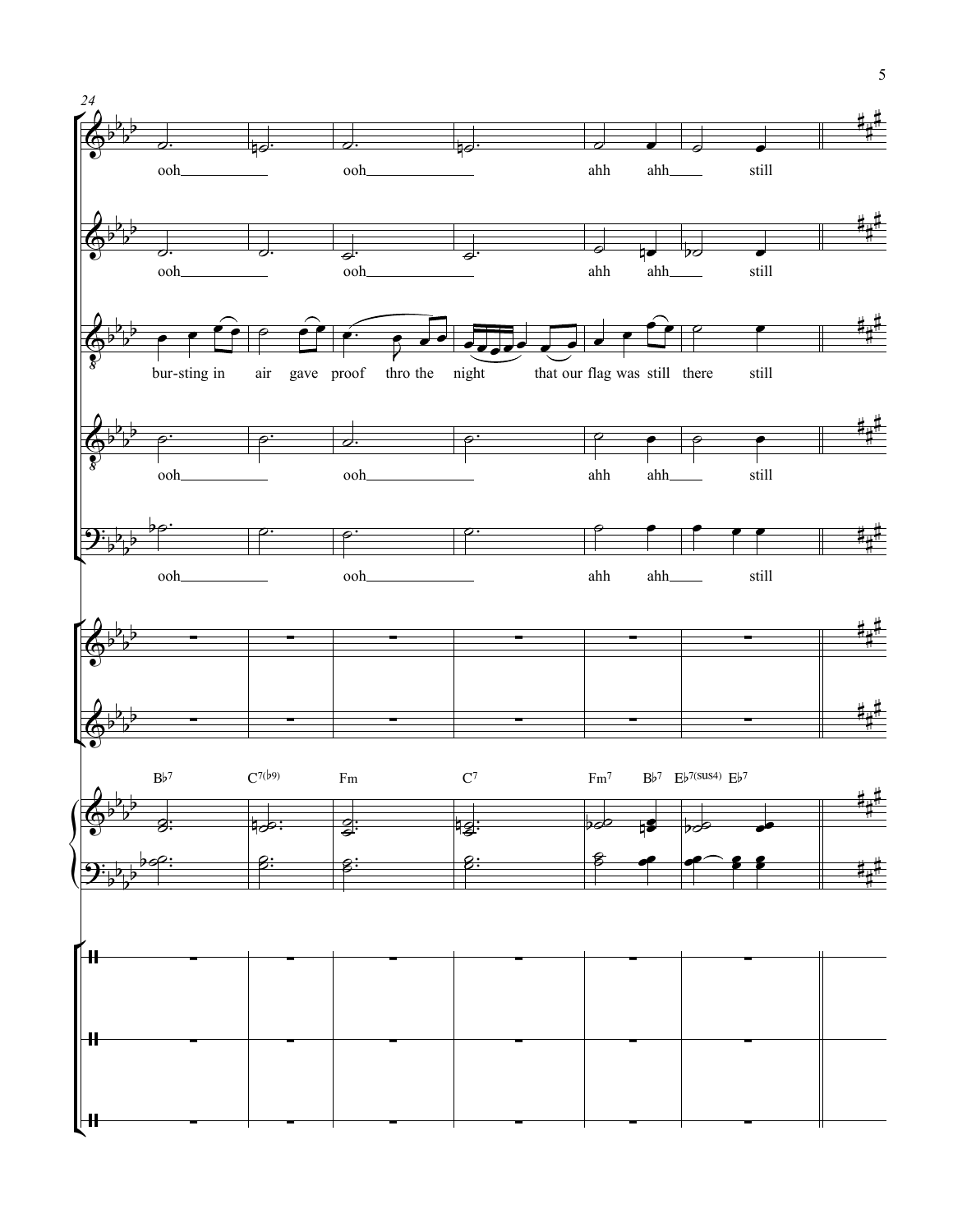24

ooh ooh ahh ahh still

ooh ooh ahh ahh still

bur-sting in air gave proof thro the night that our flag was still there still

ooh ooh ahh ahh still

ooh ooh ahh ahh still

B♭7 C7(♭9) Fm C7 Fm7 B♭7 E♭7(sus4) E♭7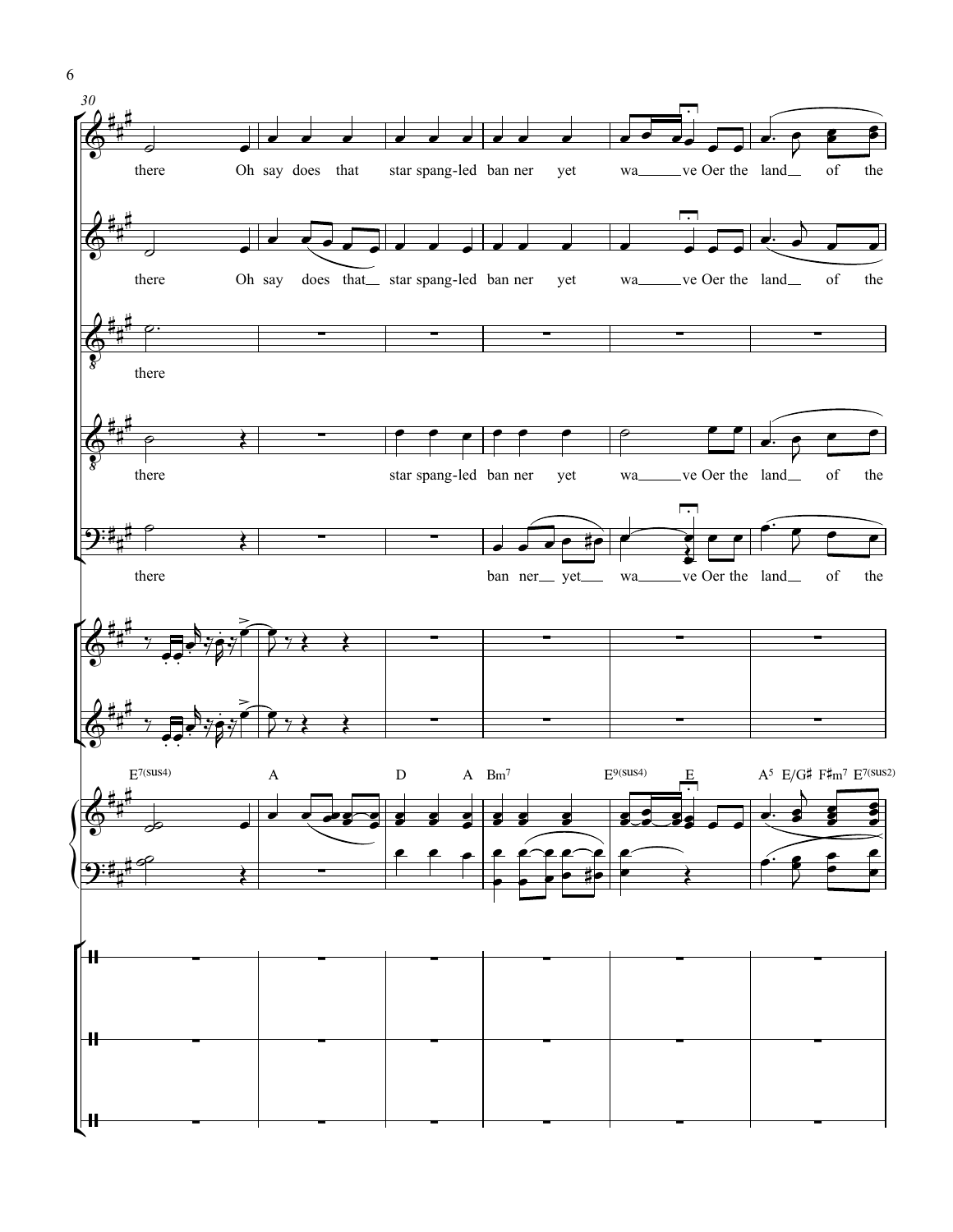30

there Oh say does that star spang-led ban ner yet wa ve Oer the land of the

there Oh say does that star spang-led ban ner yet wa ve Oer the land of the

there

there star spang-led ban ner yet wa ve Oer the land of the

there ban ner yet wa ve Oer the land of the

E7(sus4) A D A Bm7 E9(sus4) E A5 E/G♯ F♯m7 E7(sus2)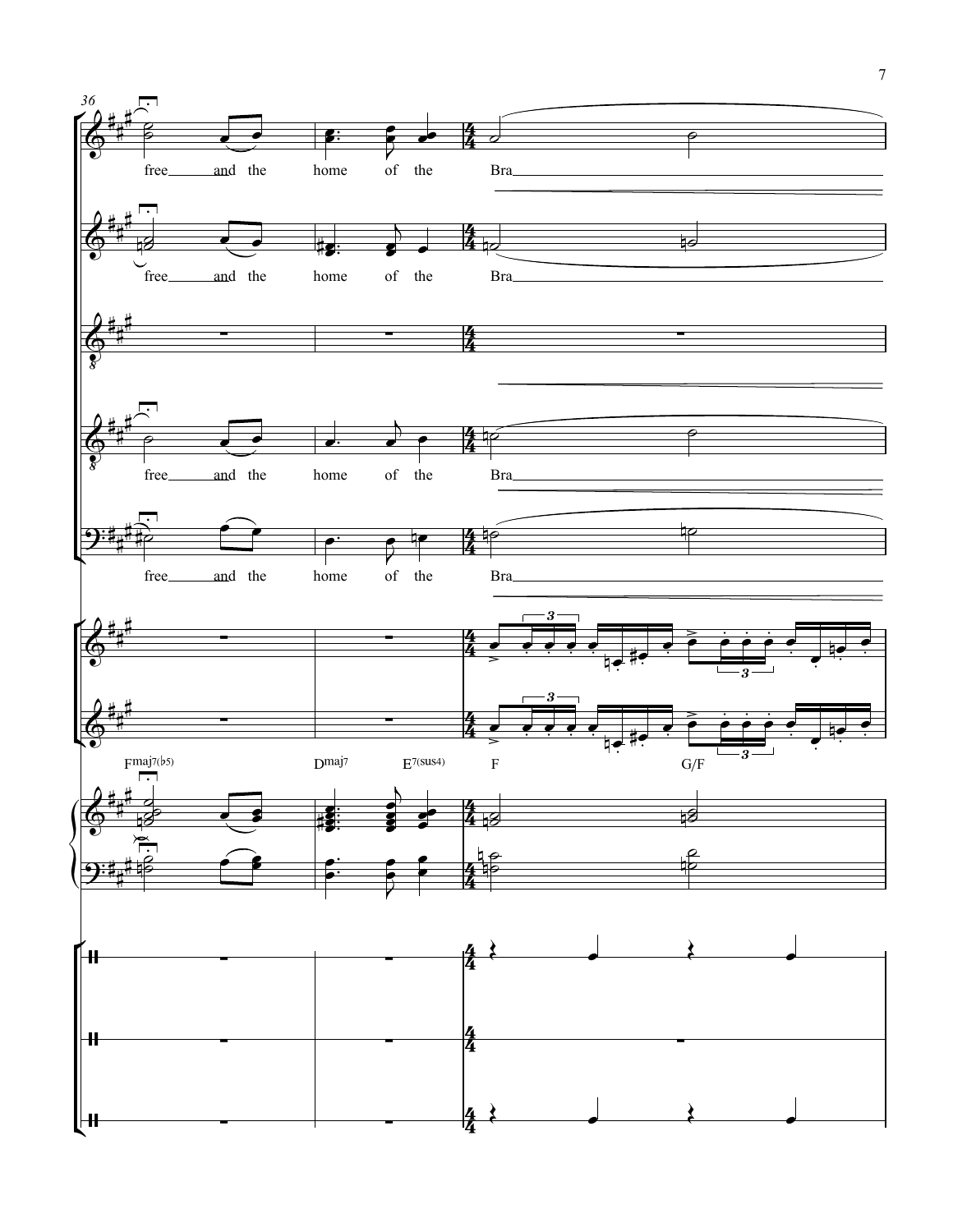36

free and the home of the Bra

free and the home of the Bra

free and the home of the Bra

free and the home of the Bra

Fmaj7(♭5) Dmaj7 E7(sus4) F G/F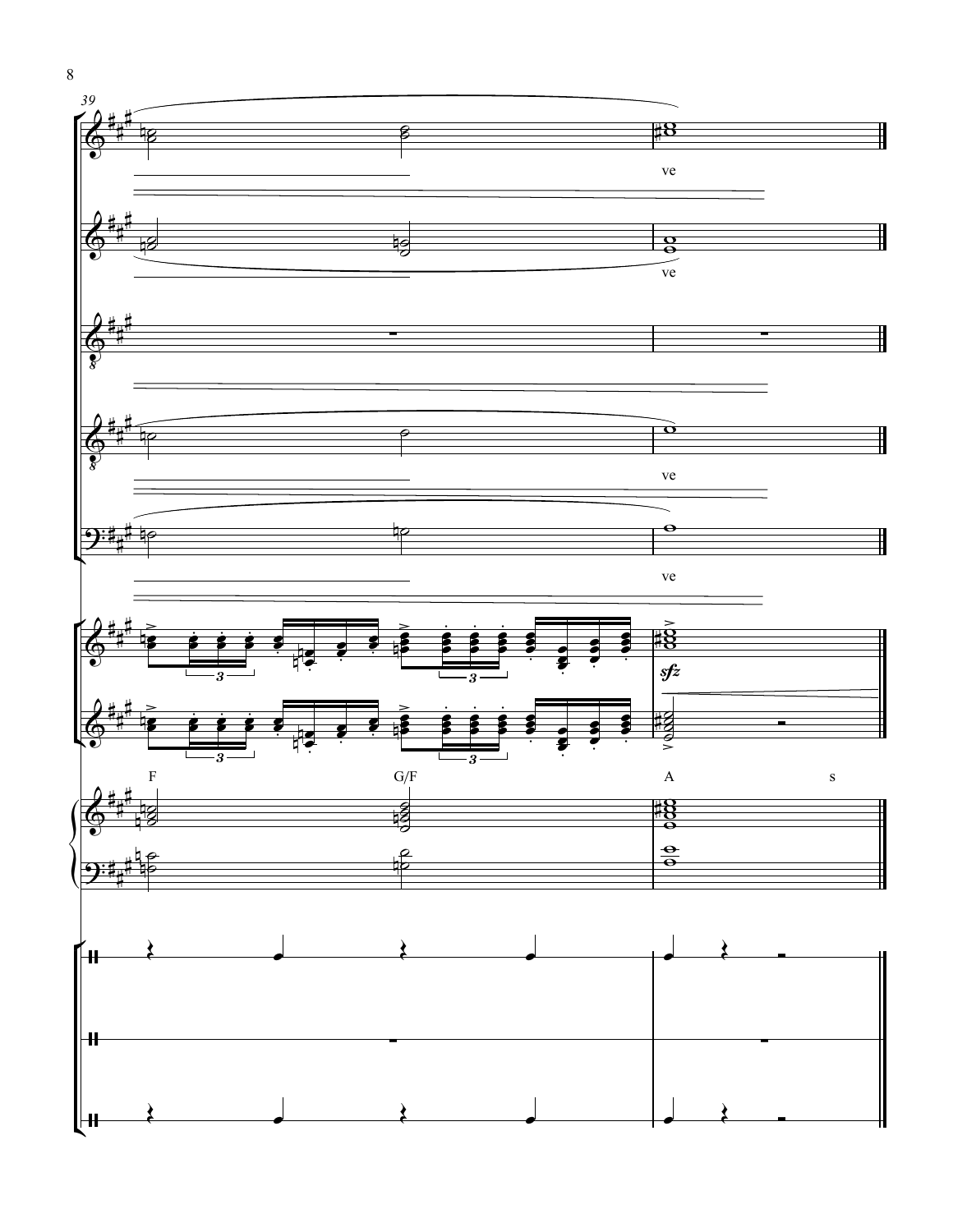39

ve

ve

ve

ve

*sfz*

F G/F A s